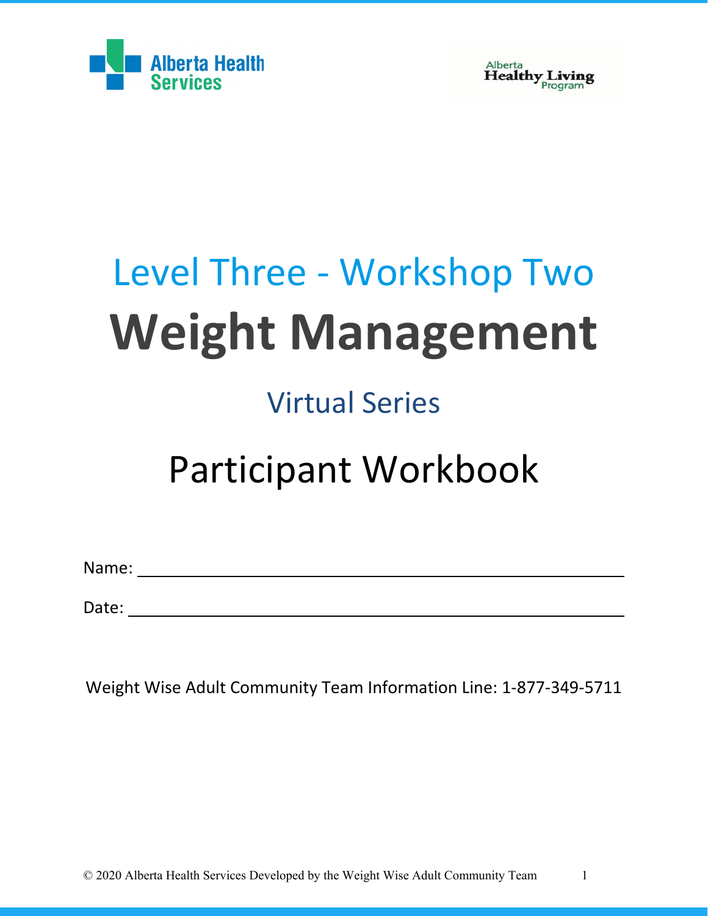Alberta Health Services

Alberta Healthy Living Program

Level Three - Workshop Two

# Weight Management

Virtual Series

## Participant Workbook

Name: ______________________________

Date: ______________________________

Weight Wise Adult Community Team Information Line: 1-877-349-5711

© 2020 Alberta Health Services Developed by the Weight Wise Adult Community Team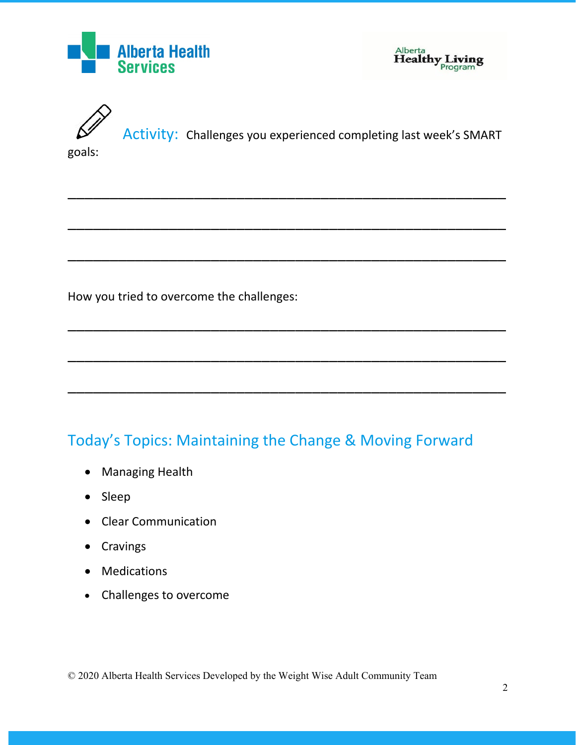**Activity:** Challenges you experienced completing last week's SMART goals:

\_\_\_\_\_\_\_\_\_\_\_\_\_\_\_\_\_\_\_\_\_\_\_\_\_\_\_\_\_\_\_\_\_\_\_\_\_\_\_\_\_\_\_\_\_\_\_\_\_\_\_\_\_\_\_\_\_\_\_\_\_\_\_\_\_\_\_\_\_\_\_\_\_\_\_\_

\_\_\_\_\_\_\_\_\_\_\_\_\_\_\_\_\_\_\_\_\_\_\_\_\_\_\_\_\_\_\_\_\_\_\_\_\_\_\_\_\_\_\_\_\_\_\_\_\_\_\_\_\_\_\_\_\_\_\_\_\_\_\_\_\_\_\_\_\_\_\_\_\_\_\_\_

\_\_\_\_\_\_\_\_\_\_\_\_\_\_\_\_\_\_\_\_\_\_\_\_\_\_\_\_\_\_\_\_\_\_\_\_\_\_\_\_\_\_\_\_\_\_\_\_\_\_\_\_\_\_\_\_\_\_\_\_\_\_\_\_\_\_\_\_\_\_\_\_\_\_\_\_

How you tried to overcome the challenges:

\_\_\_\_\_\_\_\_\_\_\_\_\_\_\_\_\_\_\_\_\_\_\_\_\_\_\_\_\_\_\_\_\_\_\_\_\_\_\_\_\_\_\_\_\_\_\_\_\_\_\_\_\_\_\_\_\_\_\_\_\_\_\_\_\_\_\_\_\_\_\_\_\_\_\_\_

\_\_\_\_\_\_\_\_\_\_\_\_\_\_\_\_\_\_\_\_\_\_\_\_\_\_\_\_\_\_\_\_\_\_\_\_\_\_\_\_\_\_\_\_\_\_\_\_\_\_\_\_\_\_\_\_\_\_\_\_\_\_\_\_\_\_\_\_\_\_\_\_\_\_\_\_

\_\_\_\_\_\_\_\_\_\_\_\_\_\_\_\_\_\_\_\_\_\_\_\_\_\_\_\_\_\_\_\_\_\_\_\_\_\_\_\_\_\_\_\_\_\_\_\_\_\_\_\_\_\_\_\_\_\_\_\_\_\_\_\_\_\_\_\_\_\_\_\_\_\_\_\_

## Today's Topics: Maintaining the Change & Moving Forward

- Managing Health
- Sleep
- Clear Communication
- Cravings
- Medications
- Challenges to overcome

© 2020 Alberta Health Services Developed by the Weight Wise Adult Community Team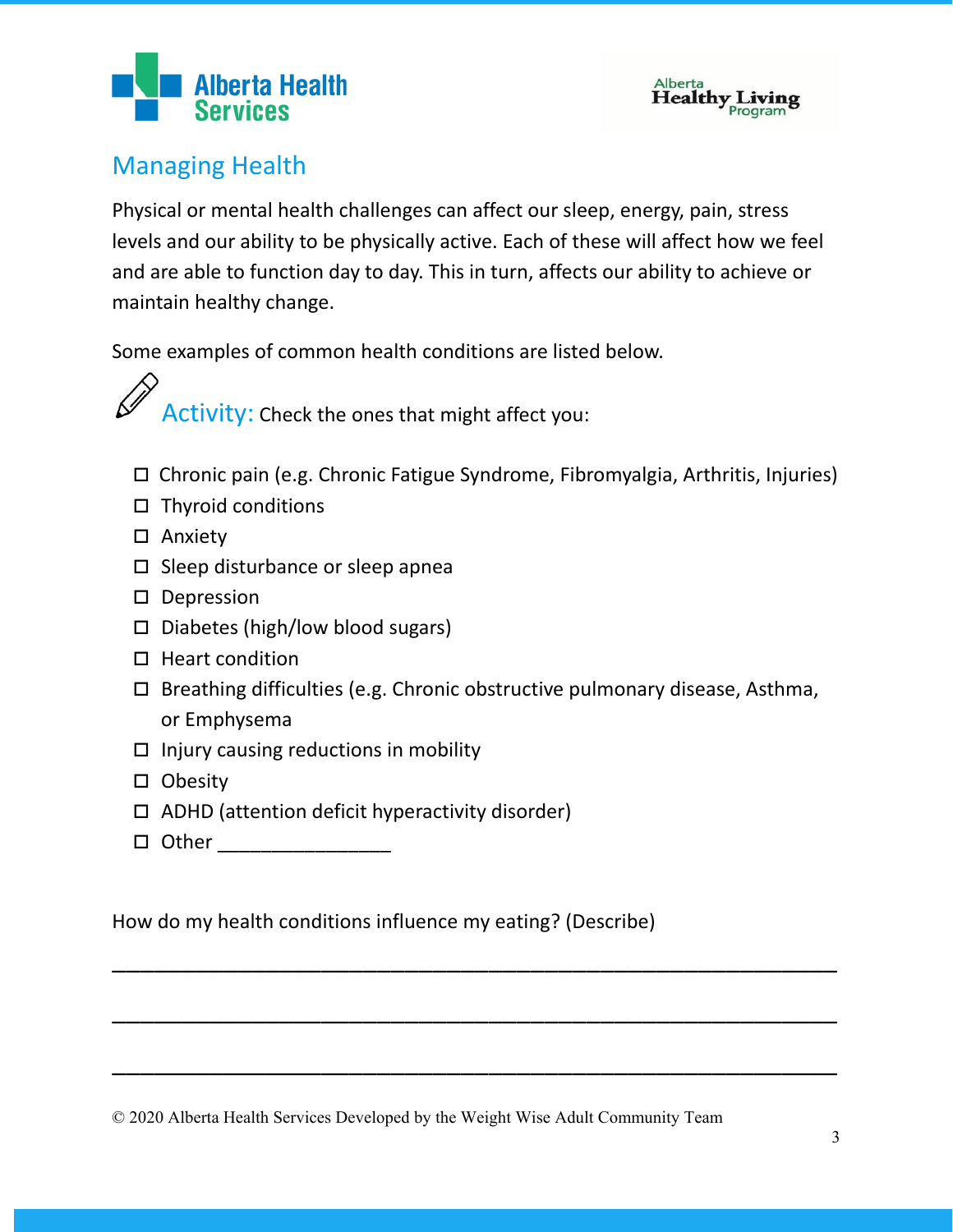## Managing Health

Physical or mental health challenges can affect our sleep, energy, pain, stress levels and our ability to be physically active. Each of these will affect how we feel and are able to function day to day. This in turn, affects our ability to achieve or maintain healthy change.

Some examples of common health conditions are listed below.

**Activity:** Check the ones that might affect you:

- ☐ Chronic pain (e.g. Chronic Fatigue Syndrome, Fibromyalgia, Arthritis, Injuries)
- ☐ Thyroid conditions
- ☐ Anxiety
- ☐ Sleep disturbance or sleep apnea
- ☐ Depression
- ☐ Diabetes (high/low blood sugars)
- ☐ Heart condition
- ☐ Breathing difficulties (e.g. Chronic obstructive pulmonary disease, Asthma, or Emphysema
- ☐ Injury causing reductions in mobility
- ☐ Obesity
- ☐ ADHD (attention deficit hyperactivity disorder)
- ☐ Other ________________

How do my health conditions influence my eating? (Describe)

_______________________________________________________________

_______________________________________________________________

_______________________________________________________________

© 2020 Alberta Health Services Developed by the Weight Wise Adult Community Team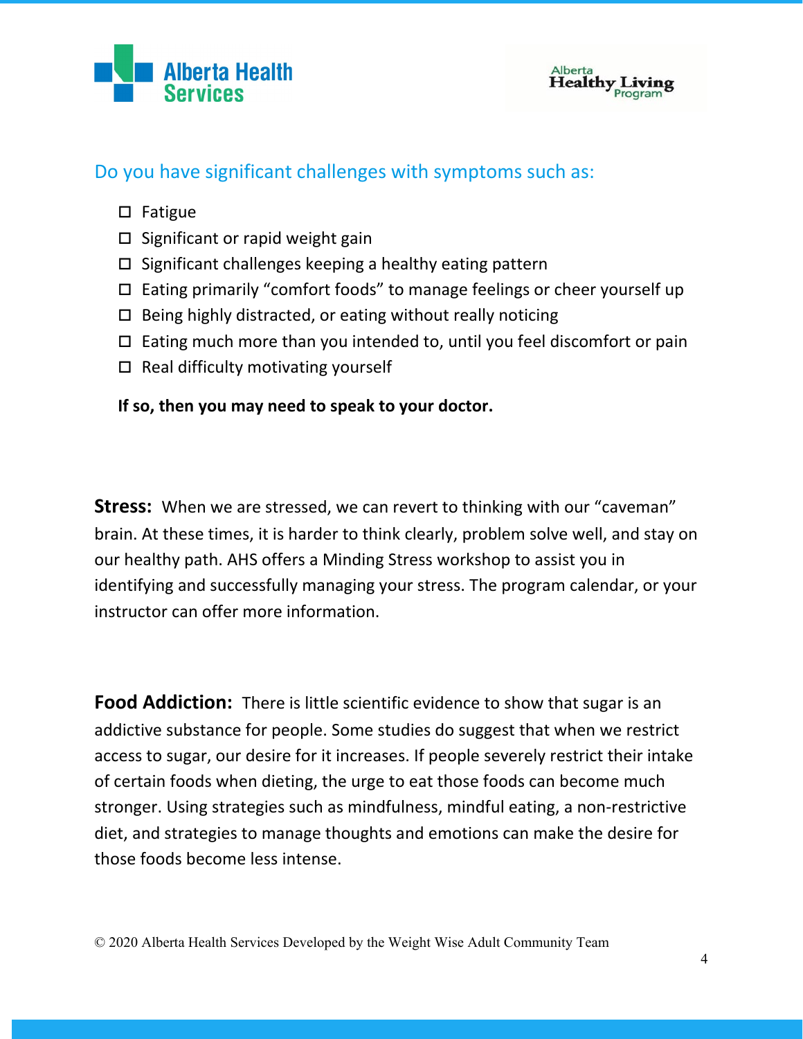## Do you have significant challenges with symptoms such as:

- ☐ Fatigue
- ☐ Significant or rapid weight gain
- ☐ Significant challenges keeping a healthy eating pattern
- ☐ Eating primarily "comfort foods" to manage feelings or cheer yourself up
- ☐ Being highly distracted, or eating without really noticing
- ☐ Eating much more than you intended to, until you feel discomfort or pain
- ☐ Real difficulty motivating yourself

**If so, then you may need to speak to your doctor.**

**Stress:** When we are stressed, we can revert to thinking with our "caveman" brain. At these times, it is harder to think clearly, problem solve well, and stay on our healthy path. AHS offers a Minding Stress workshop to assist you in identifying and successfully managing your stress. The program calendar, or your instructor can offer more information.

**Food Addiction:** There is little scientific evidence to show that sugar is an addictive substance for people. Some studies do suggest that when we restrict access to sugar, our desire for it increases. If people severely restrict their intake of certain foods when dieting, the urge to eat those foods can become much stronger. Using strategies such as mindfulness, mindful eating, a non-restrictive diet, and strategies to manage thoughts and emotions can make the desire for those foods become less intense.

© 2020 Alberta Health Services Developed by the Weight Wise Adult Community Team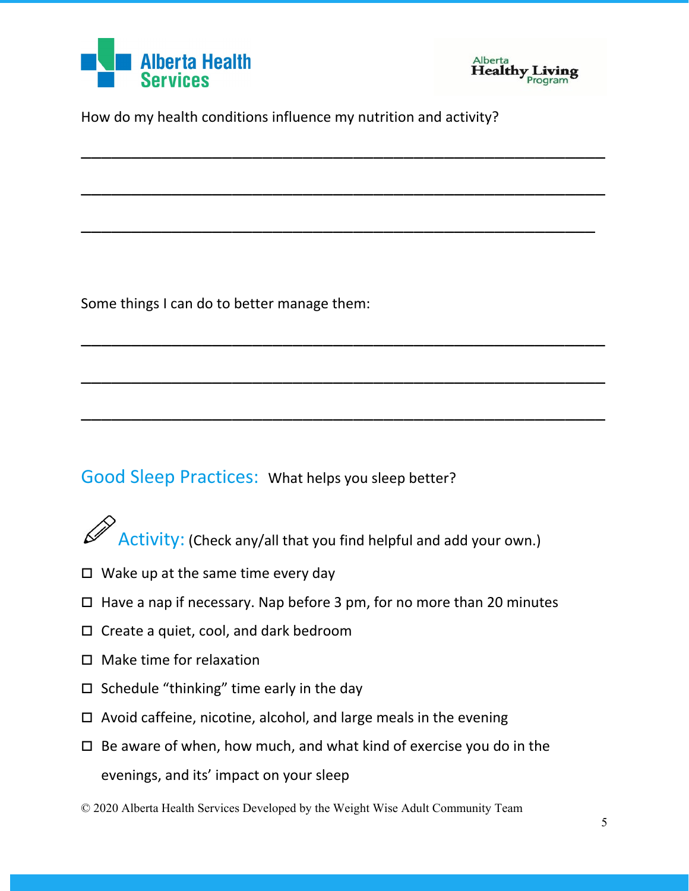How do my health conditions influence my nutrition and activity?

\_\_\_\_\_\_\_\_\_\_\_\_\_\_\_\_\_\_\_\_\_\_\_\_\_\_\_\_\_\_\_\_\_\_\_\_\_\_\_\_\_\_\_\_\_\_\_\_\_\_\_\_\_\_\_\_\_\_\_\_

\_\_\_\_\_\_\_\_\_\_\_\_\_\_\_\_\_\_\_\_\_\_\_\_\_\_\_\_\_\_\_\_\_\_\_\_\_\_\_\_\_\_\_\_\_\_\_\_\_\_\_\_\_\_\_\_\_\_\_\_

\_\_\_\_\_\_\_\_\_\_\_\_\_\_\_\_\_\_\_\_\_\_\_\_\_\_\_\_\_\_\_\_\_\_\_\_\_\_\_\_\_\_\_\_\_\_\_\_\_\_\_\_\_\_\_\_\_\_\_

Some things I can do to better manage them:

\_\_\_\_\_\_\_\_\_\_\_\_\_\_\_\_\_\_\_\_\_\_\_\_\_\_\_\_\_\_\_\_\_\_\_\_\_\_\_\_\_\_\_\_\_\_\_\_\_\_\_\_\_\_\_\_\_\_\_\_

\_\_\_\_\_\_\_\_\_\_\_\_\_\_\_\_\_\_\_\_\_\_\_\_\_\_\_\_\_\_\_\_\_\_\_\_\_\_\_\_\_\_\_\_\_\_\_\_\_\_\_\_\_\_\_\_\_\_\_\_

\_\_\_\_\_\_\_\_\_\_\_\_\_\_\_\_\_\_\_\_\_\_\_\_\_\_\_\_\_\_\_\_\_\_\_\_\_\_\_\_\_\_\_\_\_\_\_\_\_\_\_\_\_\_\_\_\_\_\_\_

## Good Sleep Practices: What helps you sleep better?

### Activity: (Check any/all that you find helpful and add your own.)

- ☐ Wake up at the same time every day
- ☐ Have a nap if necessary. Nap before 3 pm, for no more than 20 minutes
- ☐ Create a quiet, cool, and dark bedroom
- ☐ Make time for relaxation
- ☐ Schedule "thinking" time early in the day
- ☐ Avoid caffeine, nicotine, alcohol, and large meals in the evening
- ☐ Be aware of when, how much, and what kind of exercise you do in the evenings, and its' impact on your sleep

© 2020 Alberta Health Services Developed by the Weight Wise Adult Community Team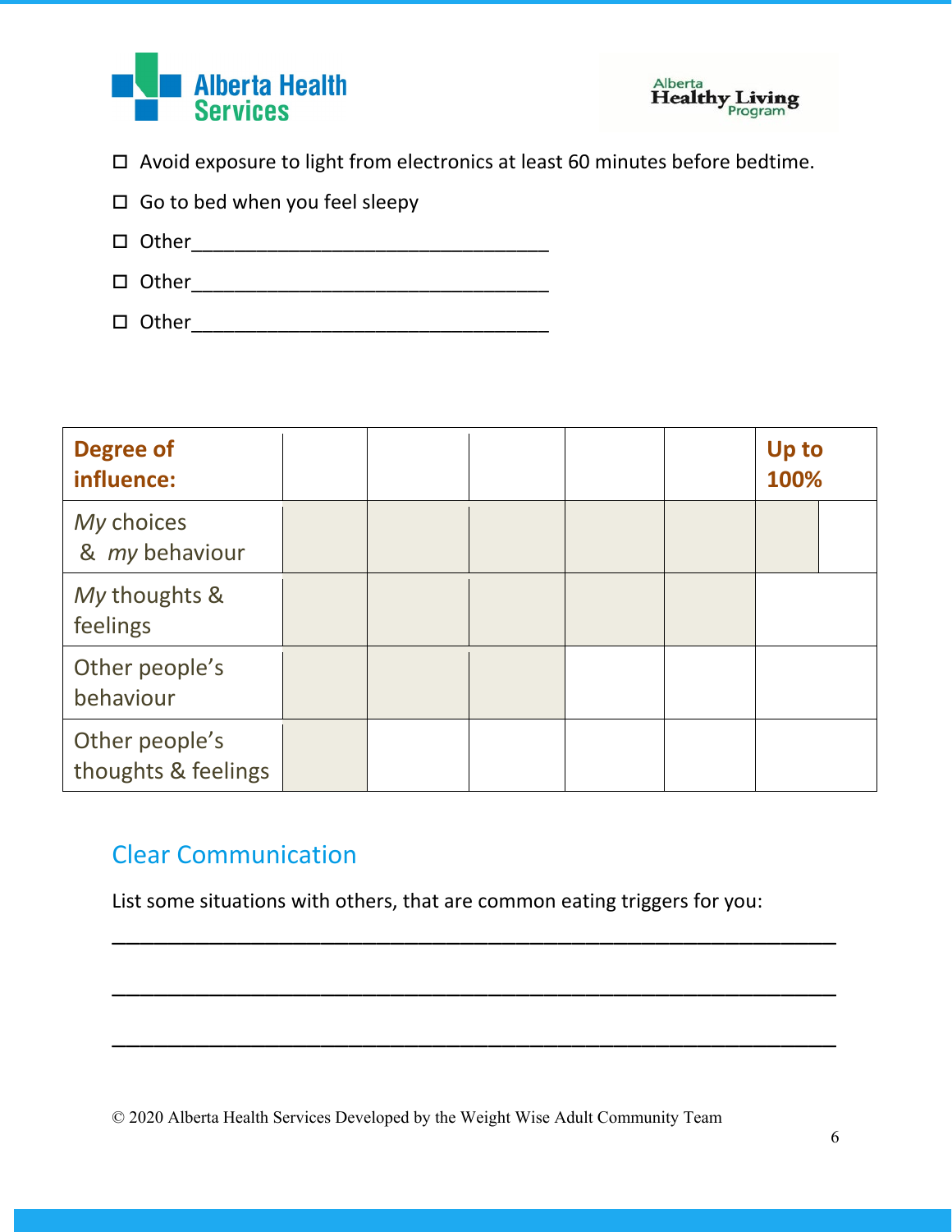- ☐ Avoid exposure to light from electronics at least 60 minutes before bedtime.
- ☐ Go to bed when you feel sleepy
- ☐ Other___________________________________
- ☐ Other___________________________________
- ☐ Other___________________________________

| **Degree of influence:** | | | | | | **Up to 100%** |
|---|---|---|---|---|---|---|
| *My* choices & *my* behaviour | | | | | | |
| *My* thoughts & feelings | | | | | | |
| Other people's behaviour | | | | | | |
| Other people's thoughts & feelings | | | | | | |

## Clear Communication

List some situations with others, that are common eating triggers for you:

_______________________________________________________________

_______________________________________________________________

_______________________________________________________________

© 2020 Alberta Health Services Developed by the Weight Wise Adult Community Team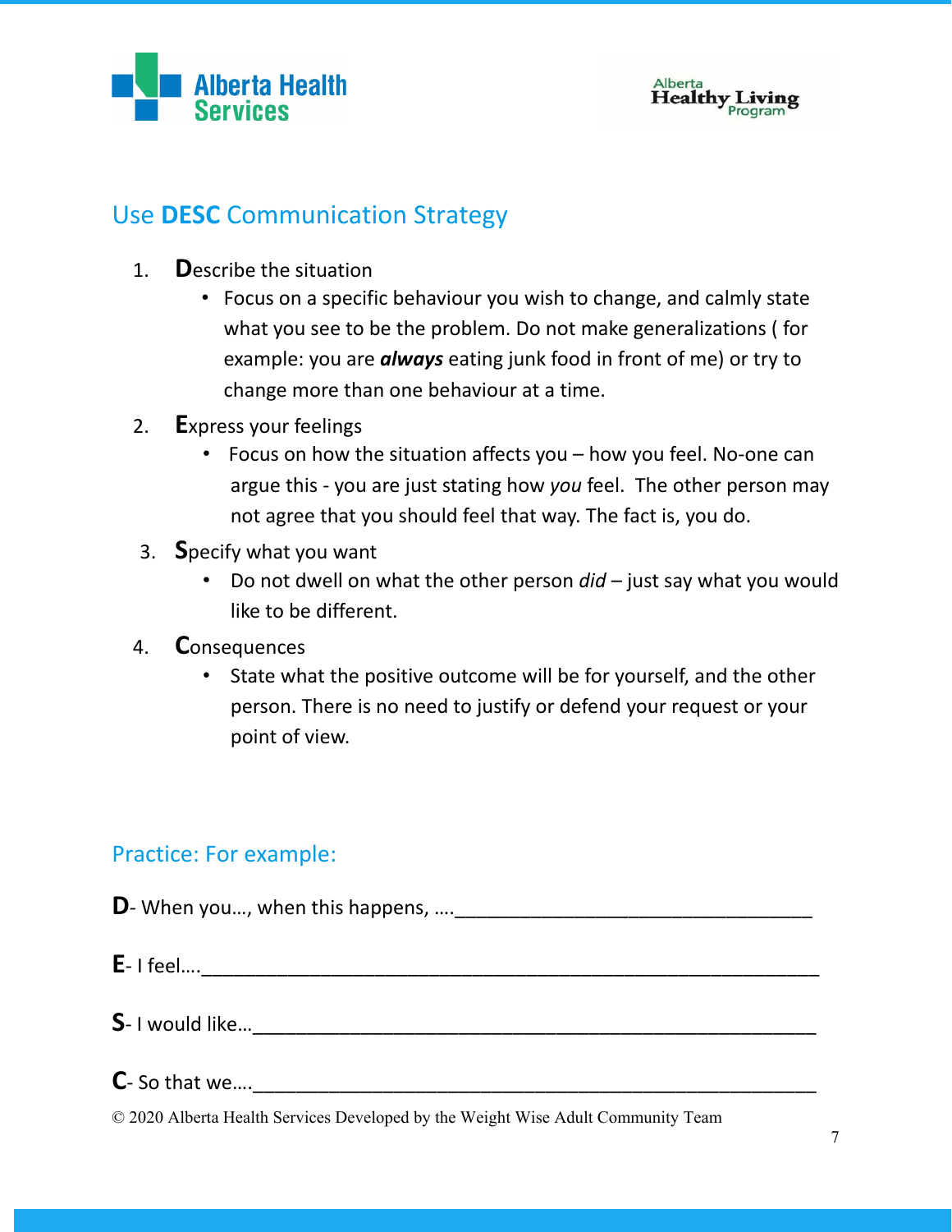## Use **DESC** Communication Strategy

1. **D**escribe the situation
   - Focus on a specific behaviour you wish to change, and calmly state what you see to be the problem. Do not make generalizations ( for example: you are ***always*** eating junk food in front of me) or try to change more than one behaviour at a time.
2. **E**xpress your feelings
   - Focus on how the situation affects you – how you feel. No-one can argue this - you are just stating how *you* feel. The other person may not agree that you should feel that way. The fact is, you do.
3. **S**pecify what you want
   - Do not dwell on what the other person *did* – just say what you would like to be different.
4. **C**onsequences
   - State what the positive outcome will be for yourself, and the other person. There is no need to justify or defend your request or your point of view.

### Practice: For example:

**D**- When you…, when this happens, ….__________________________________

**E**- I feel….__________________________________________________________

**S**- I would like…______________________________________________________

**C**- So that we….______________________________________________________

© 2020 Alberta Health Services Developed by the Weight Wise Adult Community Team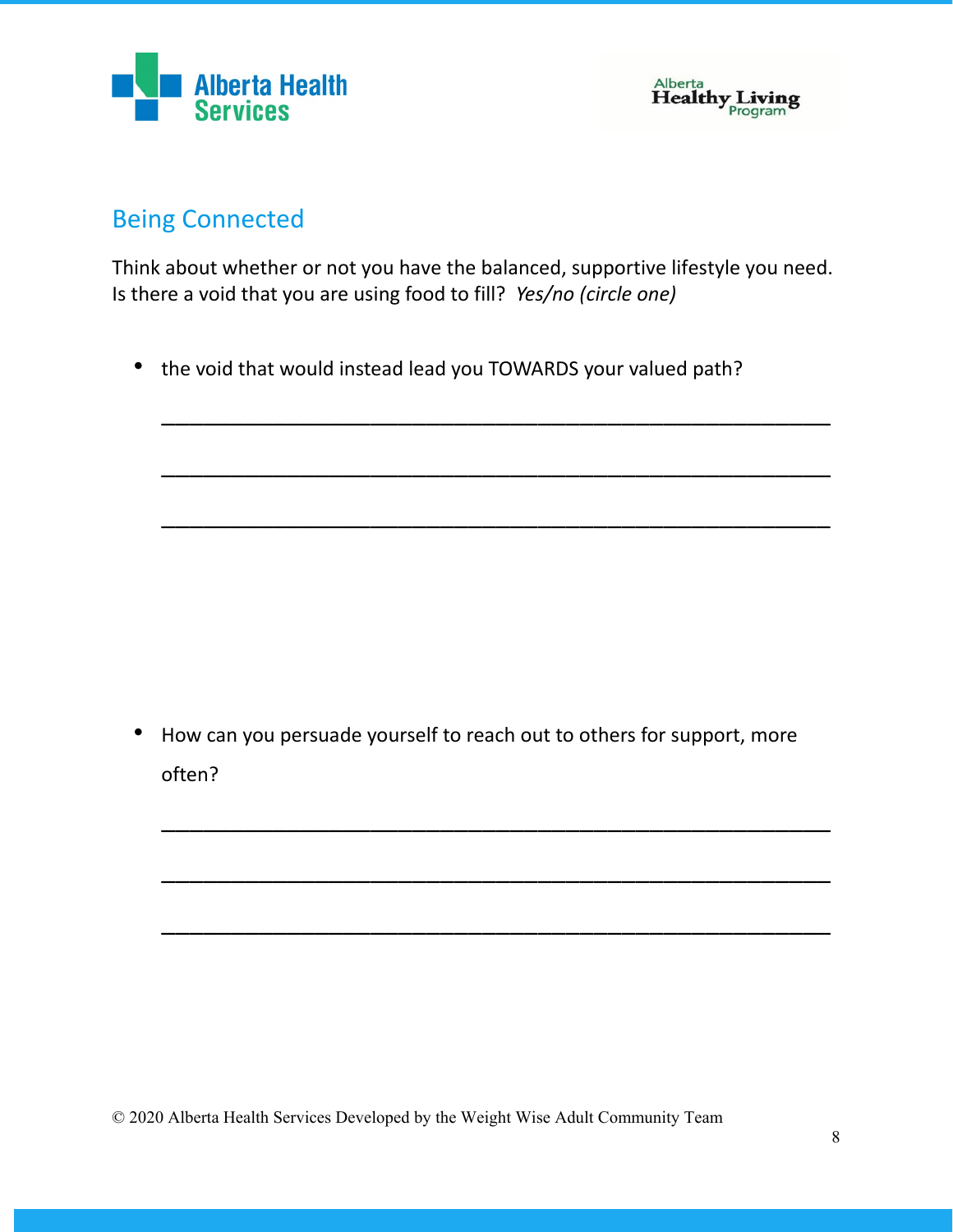## Being Connected

Think about whether or not you have the balanced, supportive lifestyle you need. Is there a void that you are using food to fill? *Yes/no (circle one)*

- the void that would instead lead you TOWARDS your valued path?

  ___________________________________________________________

  ___________________________________________________________

  ___________________________________________________________

- How can you persuade yourself to reach out to others for support, more often?

  ___________________________________________________________

  ___________________________________________________________

  ___________________________________________________________

© 2020 Alberta Health Services Developed by the Weight Wise Adult Community Team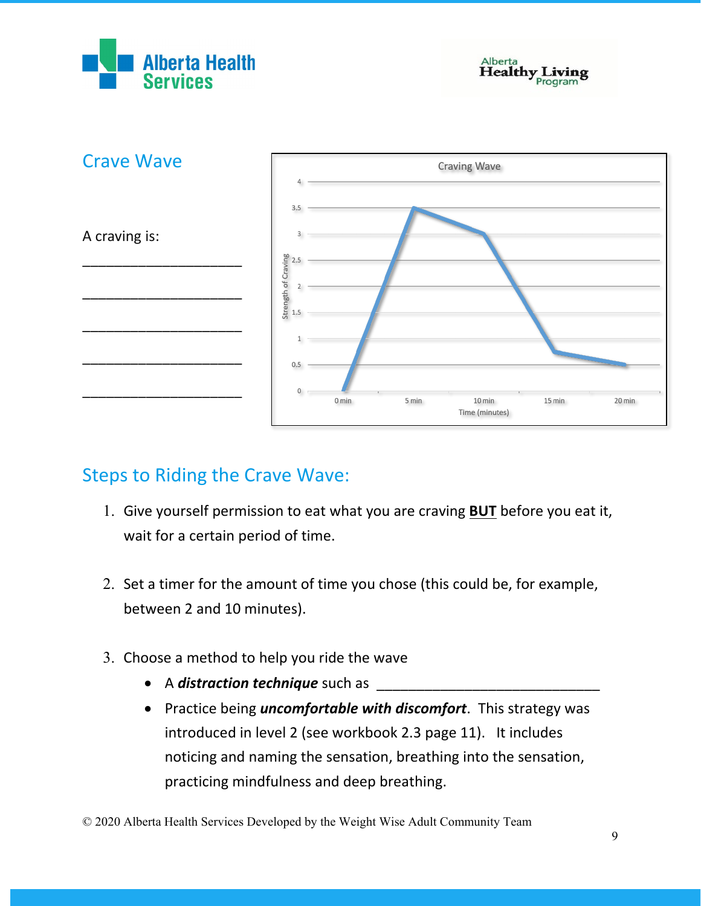## Crave Wave

A craving is:

______________________

______________________

______________________

______________________

______________________

Craving Wave

Strength of Craving: 4, 3.5, 3, 2.5, 2, 1.5, 1, 0.5, 0

0 min, 5 min, 10 min, 15 min, 20 min

Time (minutes)

## Steps to Riding the Crave Wave:

1. Give yourself permission to eat what you are craving **BUT** before you eat it, wait for a certain period of time.

2. Set a timer for the amount of time you chose (this could be, for example, between 2 and 10 minutes).

3. Choose a method to help you ride the wave
   - A ***distraction technique*** such as ______________________________
   - Practice being ***uncomfortable with discomfort***. This strategy was introduced in level 2 (see workbook 2.3 page 11). It includes noticing and naming the sensation, breathing into the sensation, practicing mindfulness and deep breathing.

© 2020 Alberta Health Services Developed by the Weight Wise Adult Community Team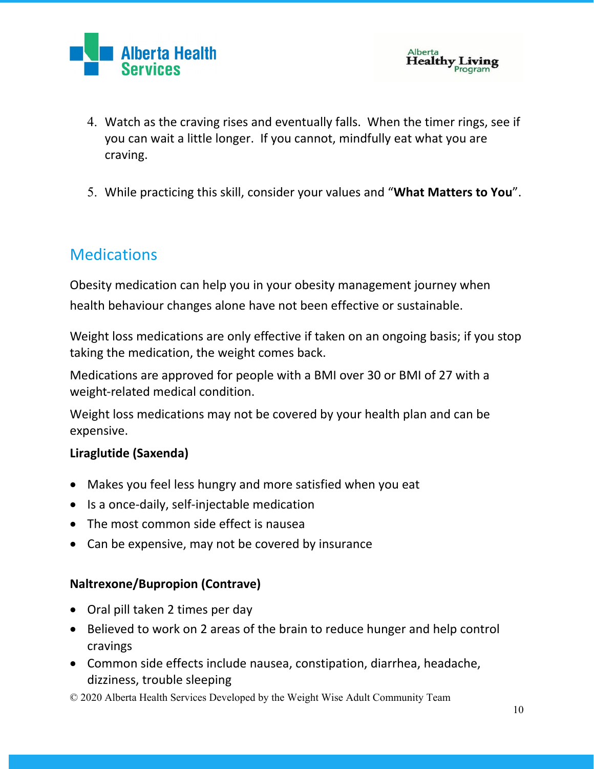4. Watch as the craving rises and eventually falls. When the timer rings, see if you can wait a little longer. If you cannot, mindfully eat what you are craving.

5. While practicing this skill, consider your values and "**What Matters to You**".

## Medications

Obesity medication can help you in your obesity management journey when health behaviour changes alone have not been effective or sustainable.

Weight loss medications are only effective if taken on an ongoing basis; if you stop taking the medication, the weight comes back.

Medications are approved for people with a BMI over 30 or BMI of 27 with a weight-related medical condition.

Weight loss medications may not be covered by your health plan and can be expensive.

**Liraglutide (Saxenda)**

- Makes you feel less hungry and more satisfied when you eat
- Is a once-daily, self-injectable medication
- The most common side effect is nausea
- Can be expensive, may not be covered by insurance

**Naltrexone/Bupropion (Contrave)**

- Oral pill taken 2 times per day
- Believed to work on 2 areas of the brain to reduce hunger and help control cravings
- Common side effects include nausea, constipation, diarrhea, headache, dizziness, trouble sleeping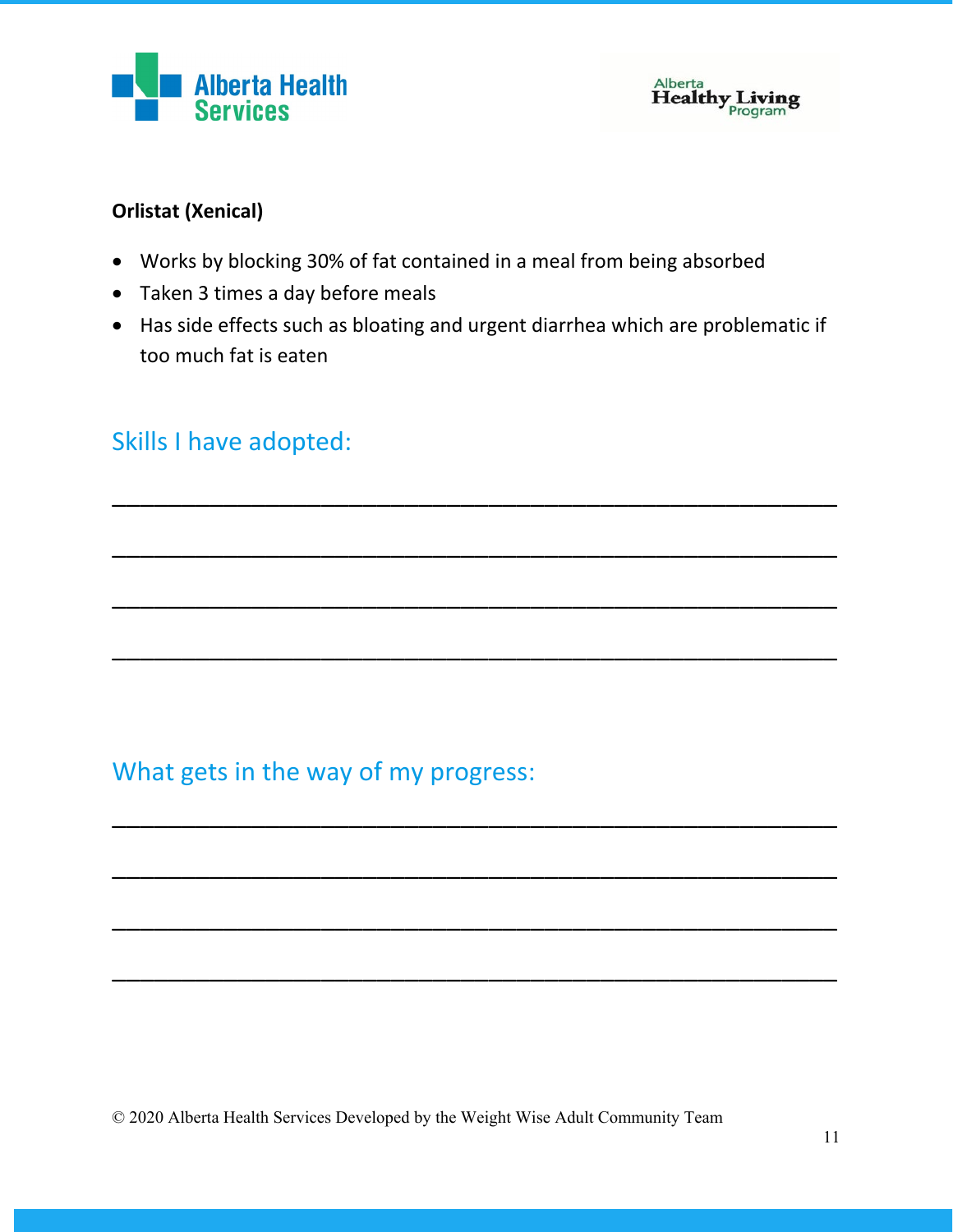**Orlistat (Xenical)**

- Works by blocking 30% of fat contained in a meal from being absorbed
- Taken 3 times a day before meals
- Has side effects such as bloating and urgent diarrhea which are problematic if too much fat is eaten

## Skills I have adopted:

\_\_\_\_\_\_\_\_\_\_\_\_\_\_\_\_\_\_\_\_\_\_\_\_\_\_\_\_\_\_\_\_\_\_\_\_\_\_\_\_\_\_\_\_\_\_\_\_\_\_\_\_\_\_\_\_

\_\_\_\_\_\_\_\_\_\_\_\_\_\_\_\_\_\_\_\_\_\_\_\_\_\_\_\_\_\_\_\_\_\_\_\_\_\_\_\_\_\_\_\_\_\_\_\_\_\_\_\_\_\_\_\_

\_\_\_\_\_\_\_\_\_\_\_\_\_\_\_\_\_\_\_\_\_\_\_\_\_\_\_\_\_\_\_\_\_\_\_\_\_\_\_\_\_\_\_\_\_\_\_\_\_\_\_\_\_\_\_\_

\_\_\_\_\_\_\_\_\_\_\_\_\_\_\_\_\_\_\_\_\_\_\_\_\_\_\_\_\_\_\_\_\_\_\_\_\_\_\_\_\_\_\_\_\_\_\_\_\_\_\_\_\_\_\_\_

## What gets in the way of my progress:

\_\_\_\_\_\_\_\_\_\_\_\_\_\_\_\_\_\_\_\_\_\_\_\_\_\_\_\_\_\_\_\_\_\_\_\_\_\_\_\_\_\_\_\_\_\_\_\_\_\_\_\_\_\_\_\_

\_\_\_\_\_\_\_\_\_\_\_\_\_\_\_\_\_\_\_\_\_\_\_\_\_\_\_\_\_\_\_\_\_\_\_\_\_\_\_\_\_\_\_\_\_\_\_\_\_\_\_\_\_\_\_\_

\_\_\_\_\_\_\_\_\_\_\_\_\_\_\_\_\_\_\_\_\_\_\_\_\_\_\_\_\_\_\_\_\_\_\_\_\_\_\_\_\_\_\_\_\_\_\_\_\_\_\_\_\_\_\_\_

\_\_\_\_\_\_\_\_\_\_\_\_\_\_\_\_\_\_\_\_\_\_\_\_\_\_\_\_\_\_\_\_\_\_\_\_\_\_\_\_\_\_\_\_\_\_\_\_\_\_\_\_\_\_\_\_

© 2020 Alberta Health Services Developed by the Weight Wise Adult Community Team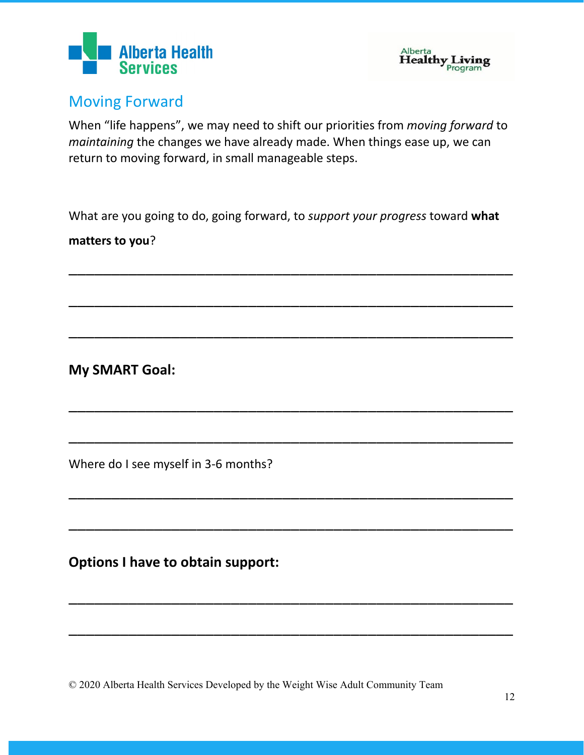## Moving Forward

When "life happens", we may need to shift our priorities from *moving forward* to *maintaining* the changes we have already made. When things ease up, we can return to moving forward, in small manageable steps.

What are you going to do, going forward, to *support your progress* toward **what matters to you**?

\_\_\_\_\_\_\_\_\_\_\_\_\_\_\_\_\_\_\_\_\_\_\_\_\_\_\_\_\_\_\_\_\_\_\_\_\_\_\_\_\_\_\_\_\_\_\_\_\_\_\_\_\_\_\_\_\_\_

\_\_\_\_\_\_\_\_\_\_\_\_\_\_\_\_\_\_\_\_\_\_\_\_\_\_\_\_\_\_\_\_\_\_\_\_\_\_\_\_\_\_\_\_\_\_\_\_\_\_\_\_\_\_\_\_\_\_

\_\_\_\_\_\_\_\_\_\_\_\_\_\_\_\_\_\_\_\_\_\_\_\_\_\_\_\_\_\_\_\_\_\_\_\_\_\_\_\_\_\_\_\_\_\_\_\_\_\_\_\_\_\_\_\_\_\_

**My SMART Goal:**

\_\_\_\_\_\_\_\_\_\_\_\_\_\_\_\_\_\_\_\_\_\_\_\_\_\_\_\_\_\_\_\_\_\_\_\_\_\_\_\_\_\_\_\_\_\_\_\_\_\_\_\_\_\_\_\_\_\_

\_\_\_\_\_\_\_\_\_\_\_\_\_\_\_\_\_\_\_\_\_\_\_\_\_\_\_\_\_\_\_\_\_\_\_\_\_\_\_\_\_\_\_\_\_\_\_\_\_\_\_\_\_\_\_\_\_\_

Where do I see myself in 3-6 months?

\_\_\_\_\_\_\_\_\_\_\_\_\_\_\_\_\_\_\_\_\_\_\_\_\_\_\_\_\_\_\_\_\_\_\_\_\_\_\_\_\_\_\_\_\_\_\_\_\_\_\_\_\_\_\_\_\_\_

\_\_\_\_\_\_\_\_\_\_\_\_\_\_\_\_\_\_\_\_\_\_\_\_\_\_\_\_\_\_\_\_\_\_\_\_\_\_\_\_\_\_\_\_\_\_\_\_\_\_\_\_\_\_\_\_\_\_

**Options I have to obtain support:**

\_\_\_\_\_\_\_\_\_\_\_\_\_\_\_\_\_\_\_\_\_\_\_\_\_\_\_\_\_\_\_\_\_\_\_\_\_\_\_\_\_\_\_\_\_\_\_\_\_\_\_\_\_\_\_\_\_\_

\_\_\_\_\_\_\_\_\_\_\_\_\_\_\_\_\_\_\_\_\_\_\_\_\_\_\_\_\_\_\_\_\_\_\_\_\_\_\_\_\_\_\_\_\_\_\_\_\_\_\_\_\_\_\_\_\_\_

© 2020 Alberta Health Services Developed by the Weight Wise Adult Community Team